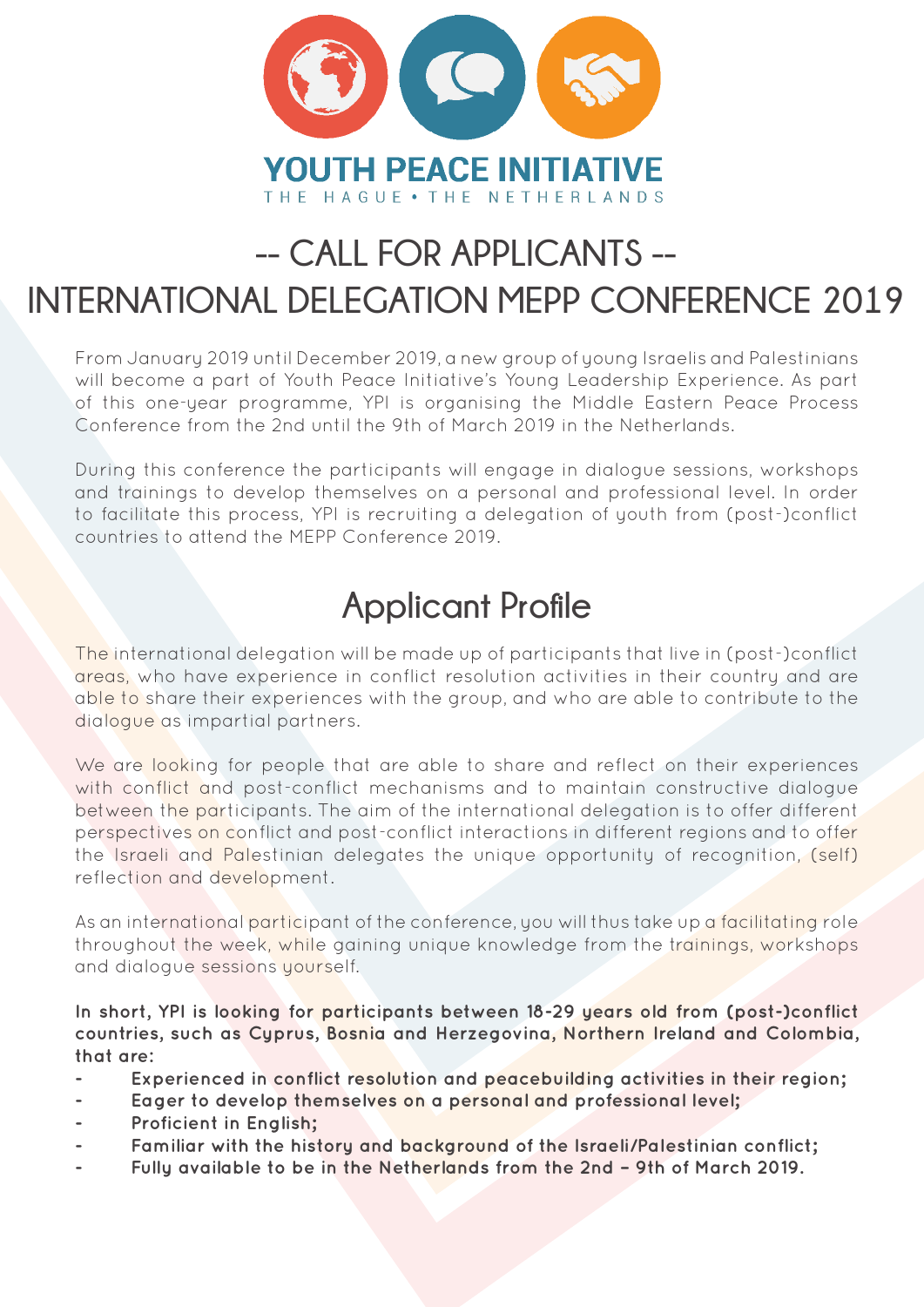# YOUTH PEACE INITIATIVE

THE HAGUE • THE NETHERLANDS

# -- CALL FOR APPLICANTS --
# INTERNATIONAL DELEGATION MEPP CONFERENCE 2019

From January 2019 until December 2019, a new group of young Israelis and Palestinians will become a part of Youth Peace Initiative's Young Leadership Experience. As part of this one-year programme, YPI is organising the Middle Eastern Peace Process Conference from the 2nd until the 9th of March 2019 in the Netherlands.

During this conference the participants will engage in dialogue sessions, workshops and trainings to develop themselves on a personal and professional level. In order to facilitate this process, YPI is recruiting a delegation of youth from (post-)conflict countries to attend the MEPP Conference 2019.

## Applicant Profile

The international delegation will be made up of participants that live in (post-)conflict areas, who have experience in conflict resolution activities in their country and are able to share their experiences with the group, and who are able to contribute to the dialogue as impartial partners.

We are looking for people that are able to share and reflect on their experiences with conflict and post-conflict mechanisms and to maintain constructive dialogue between the participants. The aim of the international delegation is to offer different perspectives on conflict and post-conflict interactions in different regions and to offer the Israeli and Palestinian delegates the unique opportunity of recognition, (self) reflection and development.

As an international participant of the conference, you will thus take up a facilitating role throughout the week, while gaining unique knowledge from the trainings, workshops and dialogue sessions yourself.

**In short, YPI is looking for participants between 18-29 years old from (post-)conflict countries, such as Cyprus, Bosnia and Herzegovina, Northern Ireland and Colombia, that are:**

- **Experienced in conflict resolution and peacebuilding activities in their region;**
- **Eager to develop themselves on a personal and professional level;**
- **Proficient in English;**
- **Familiar with the history and background of the Israeli/Palestinian conflict;**
- **Fully available to be in the Netherlands from the 2nd – 9th of March 2019.**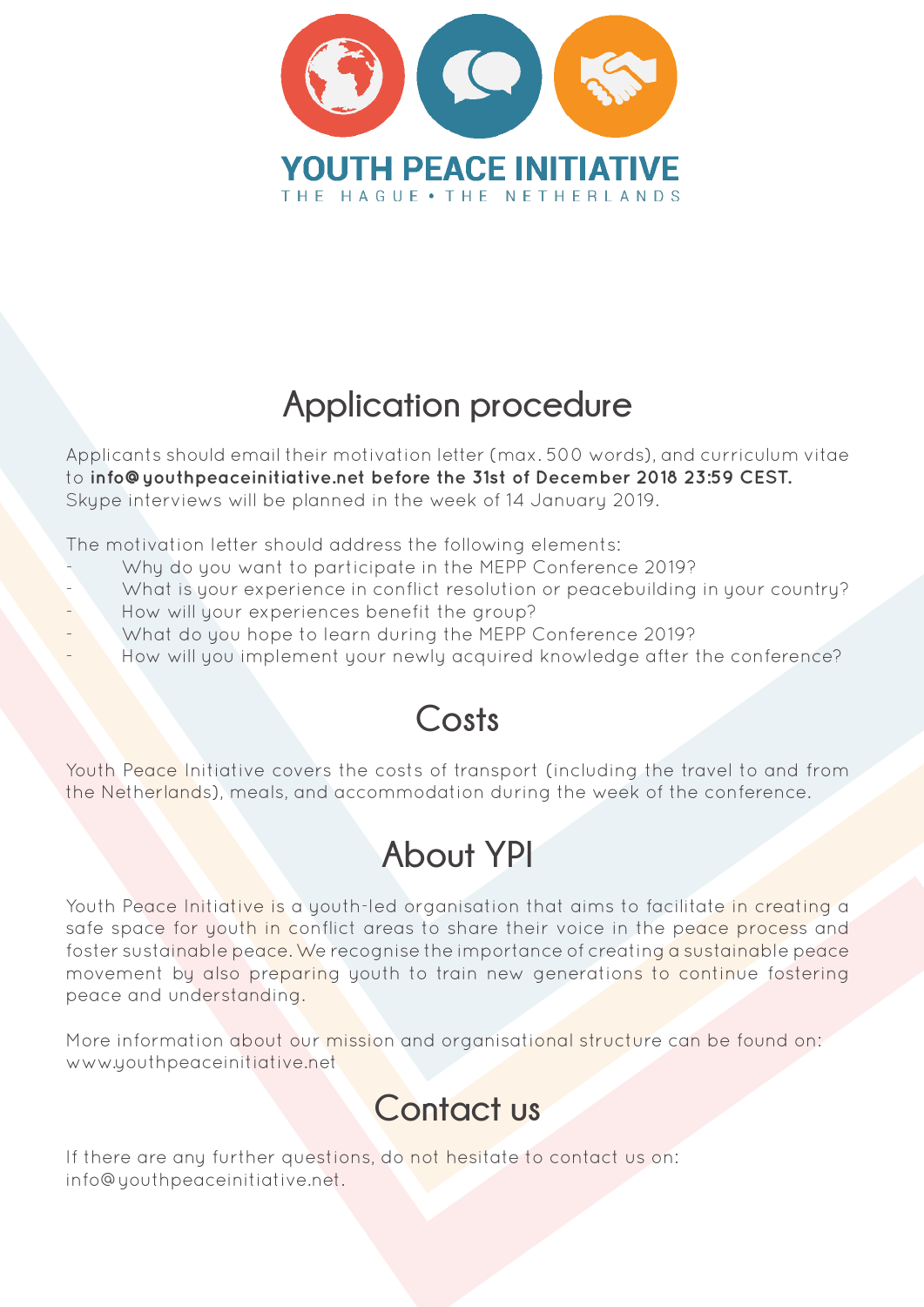# YOUTH PEACE INITIATIVE

THE HAGUE • THE NETHERLANDS

## Application procedure

Applicants should email their motivation letter (max. 500 words), and curriculum vitae to **info@youthpeaceinitiative.net before the 31st of December 2018 23:59 CEST.** Skype interviews will be planned in the week of 14 January 2019.

The motivation letter should address the following elements:

- Why do you want to participate in the MEPP Conference 2019?
- What is your experience in conflict resolution or peacebuilding in your country?
- How will your experiences benefit the group?
- What do you hope to learn during the MEPP Conference 2019?
- How will you implement your newly acquired knowledge after the conference?

## Costs

Youth Peace Initiative covers the costs of transport (including the travel to and from the Netherlands), meals, and accommodation during the week of the conference.

## About YPI

Youth Peace Initiative is a youth-led organisation that aims to facilitate in creating a safe space for youth in conflict areas to share their voice in the peace process and foster sustainable peace. We recognise the importance of creating a sustainable peace movement by also preparing youth to train new generations to continue fostering peace and understanding.

More information about our mission and organisational structure can be found on: www.youthpeaceinitiative.net

## Contact us

If there are any further questions, do not hesitate to contact us on: info@youthpeaceinitiative.net.